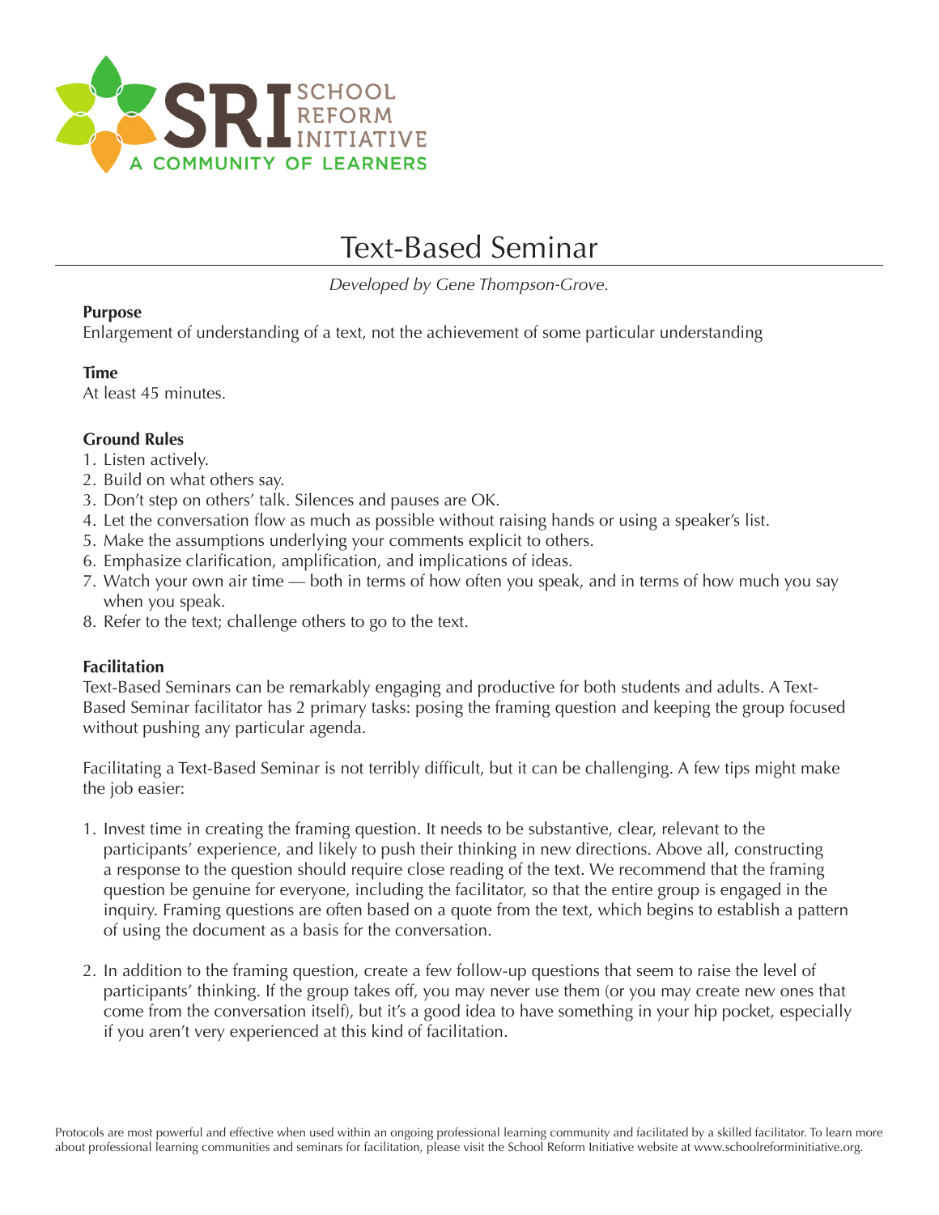# Text-Based Seminar

*Developed by Gene Thompson-Grove.*

**Purpose**
Enlargement of understanding of a text, not the achievement of some particular understanding

**Time**
At least 45 minutes.

**Ground Rules**
1. Listen actively.
2. Build on what others say.
3. Don't step on others' talk. Silences and pauses are OK.
4. Let the conversation flow as much as possible without raising hands or using a speaker's list.
5. Make the assumptions underlying your comments explicit to others.
6. Emphasize clarification, amplification, and implications of ideas.
7. Watch your own air time — both in terms of how often you speak, and in terms of how much you say when you speak.
8. Refer to the text; challenge others to go to the text.

**Facilitation**
Text-Based Seminars can be remarkably engaging and productive for both students and adults. A Text-Based Seminar facilitator has 2 primary tasks: posing the framing question and keeping the group focused without pushing any particular agenda.

Facilitating a Text-Based Seminar is not terribly difficult, but it can be challenging. A few tips might make the job easier:

1. Invest time in creating the framing question. It needs to be substantive, clear, relevant to the participants' experience, and likely to push their thinking in new directions. Above all, constructing a response to the question should require close reading of the text. We recommend that the framing question be genuine for everyone, including the facilitator, so that the entire group is engaged in the inquiry. Framing questions are often based on a quote from the text, which begins to establish a pattern of using the document as a basis for the conversation.

2. In addition to the framing question, create a few follow-up questions that seem to raise the level of participants' thinking. If the group takes off, you may never use them (or you may create new ones that come from the conversation itself), but it's a good idea to have something in your hip pocket, especially if you aren't very experienced at this kind of facilitation.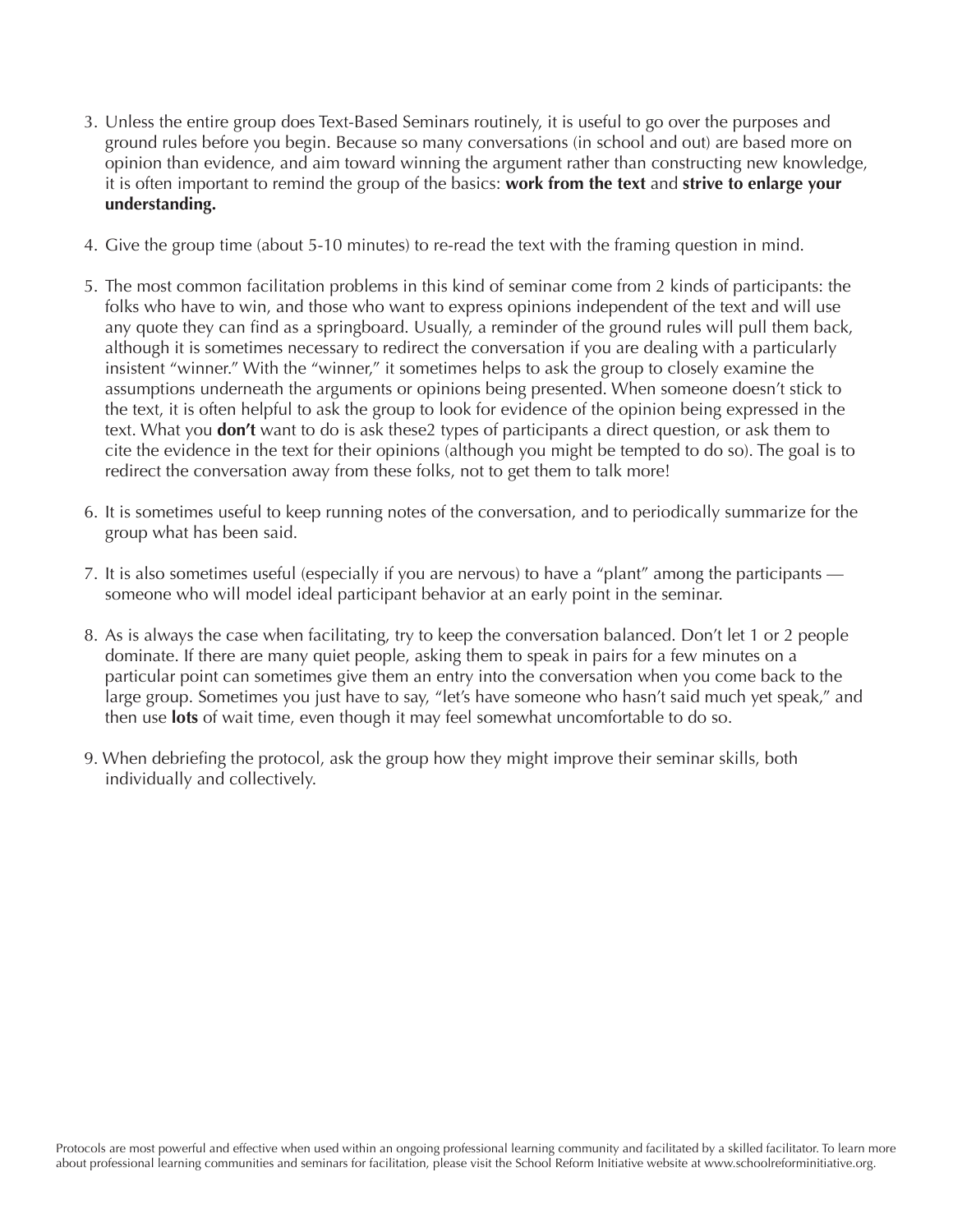3. Unless the entire group does Text-Based Seminars routinely, it is useful to go over the purposes and ground rules before you begin. Because so many conversations (in school and out) are based more on opinion than evidence, and aim toward winning the argument rather than constructing new knowledge, it is often important to remind the group of the basics: **work from the text** and **strive to enlarge your understanding.**

4. Give the group time (about 5-10 minutes) to re-read the text with the framing question in mind.

5. The most common facilitation problems in this kind of seminar come from 2 kinds of participants: the folks who have to win, and those who want to express opinions independent of the text and will use any quote they can find as a springboard. Usually, a reminder of the ground rules will pull them back, although it is sometimes necessary to redirect the conversation if you are dealing with a particularly insistent "winner." With the "winner," it sometimes helps to ask the group to closely examine the assumptions underneath the arguments or opinions being presented. When someone doesn't stick to the text, it is often helpful to ask the group to look for evidence of the opinion being expressed in the text. What you **don't** want to do is ask these2 types of participants a direct question, or ask them to cite the evidence in the text for their opinions (although you might be tempted to do so). The goal is to redirect the conversation away from these folks, not to get them to talk more!

6. It is sometimes useful to keep running notes of the conversation, and to periodically summarize for the group what has been said.

7. It is also sometimes useful (especially if you are nervous) to have a "plant" among the participants — someone who will model ideal participant behavior at an early point in the seminar.

8. As is always the case when facilitating, try to keep the conversation balanced. Don't let 1 or 2 people dominate. If there are many quiet people, asking them to speak in pairs for a few minutes on a particular point can sometimes give them an entry into the conversation when you come back to the large group. Sometimes you just have to say, "let's have someone who hasn't said much yet speak," and then use **lots** of wait time, even though it may feel somewhat uncomfortable to do so.

9. When debriefing the protocol, ask the group how they might improve their seminar skills, both individually and collectively.

Protocols are most powerful and effective when used within an ongoing professional learning community and facilitated by a skilled facilitator. To learn more about professional learning communities and seminars for facilitation, please visit the School Reform Initiative website at www.schoolreforminitiative.org.